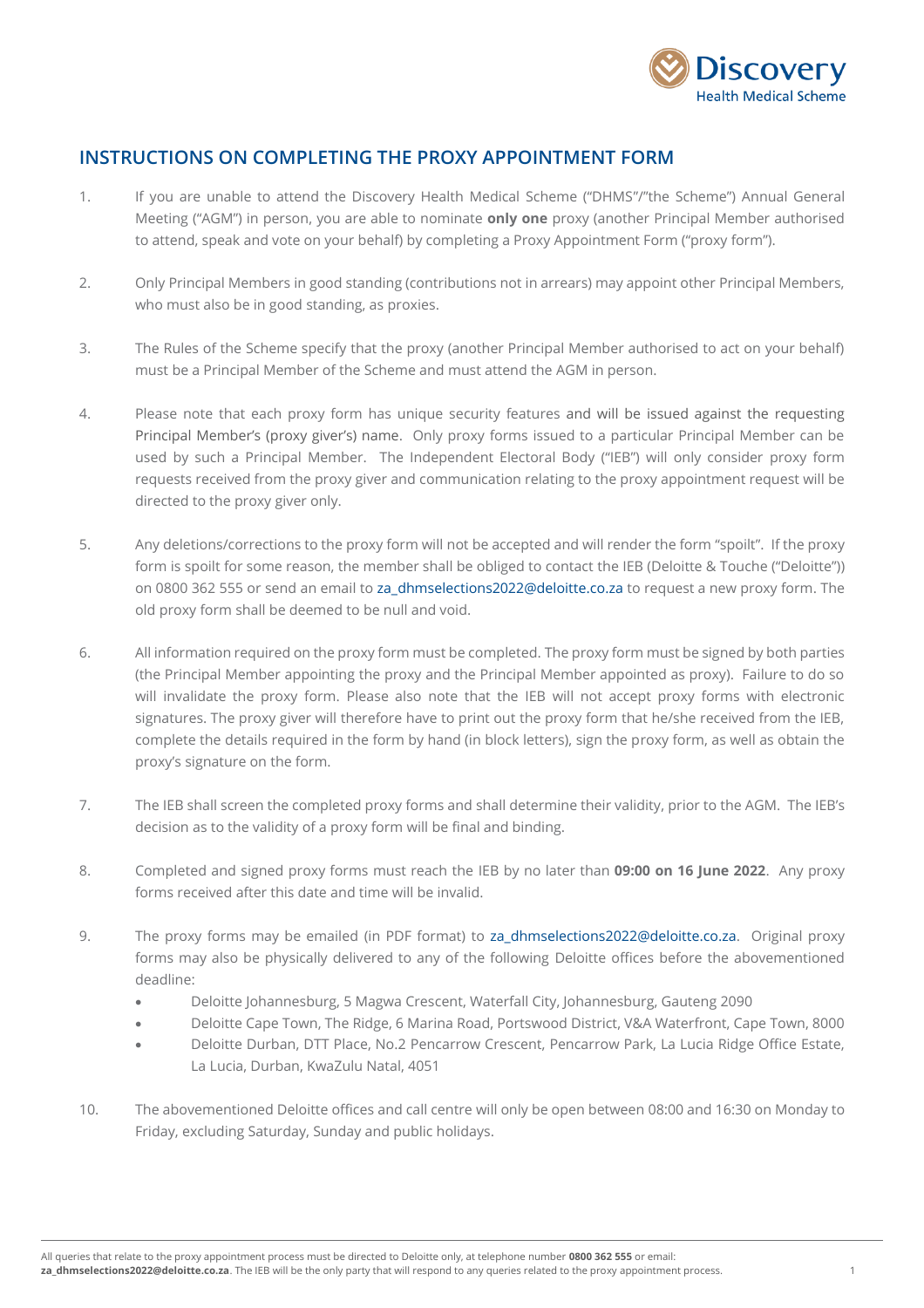## INSTRUCTIONS ON COMPLETING THE PROXY APPOINTMENT FORM

1. If you are unable to attend the Discovery Health Medical Scheme ("DHMS"/"the Scheme") Annual General Meeting ("AGM") in person, you are able to nominate **only one** proxy (another Principal Member authorised to attend, speak and vote on your behalf) by completing a Proxy Appointment Form ("proxy form").

2. Only Principal Members in good standing (contributions not in arrears) may appoint other Principal Members, who must also be in good standing, as proxies.

3. The Rules of the Scheme specify that the proxy (another Principal Member authorised to act on your behalf) must be a Principal Member of the Scheme and must attend the AGM in person.

4. Please note that each proxy form has unique security features and will be issued against the requesting Principal Member's (proxy giver's) name. Only proxy forms issued to a particular Principal Member can be used by such a Principal Member. The Independent Electoral Body ("IEB") will only consider proxy form requests received from the proxy giver and communication relating to the proxy appointment request will be directed to the proxy giver only.

5. Any deletions/corrections to the proxy form will not be accepted and will render the form "spoilt". If the proxy form is spoilt for some reason, the member shall be obliged to contact the IEB (Deloitte & Touche ("Deloitte")) on 0800 362 555 or send an email to za_dhmselections2022@deloitte.co.za to request a new proxy form. The old proxy form shall be deemed to be null and void.

6. All information required on the proxy form must be completed. The proxy form must be signed by both parties (the Principal Member appointing the proxy and the Principal Member appointed as proxy). Failure to do so will invalidate the proxy form. Please also note that the IEB will not accept proxy forms with electronic signatures. The proxy giver will therefore have to print out the proxy form that he/she received from the IEB, complete the details required in the form by hand (in block letters), sign the proxy form, as well as obtain the proxy's signature on the form.

7. The IEB shall screen the completed proxy forms and shall determine their validity, prior to the AGM. The IEB's decision as to the validity of a proxy form will be final and binding.

8. Completed and signed proxy forms must reach the IEB by no later than **09:00 on 16 June 2022**. Any proxy forms received after this date and time will be invalid.

9. The proxy forms may be emailed (in PDF format) to za_dhmselections2022@deloitte.co.za. Original proxy forms may also be physically delivered to any of the following Deloitte offices before the abovementioned deadline:
   - Deloitte Johannesburg, 5 Magwa Crescent, Waterfall City, Johannesburg, Gauteng 2090
   - Deloitte Cape Town, The Ridge, 6 Marina Road, Portswood District, V&A Waterfront, Cape Town, 8000
   - Deloitte Durban, DTT Place, No.2 Pencarrow Crescent, Pencarrow Park, La Lucia Ridge Office Estate, La Lucia, Durban, KwaZulu Natal, 4051

10. The abovementioned Deloitte offices and call centre will only be open between 08:00 and 16:30 on Monday to Friday, excluding Saturday, Sunday and public holidays.

All queries that relate to the proxy appointment process must be directed to Deloitte only, at telephone number **0800 362 555** or email: **za_dhmselections2022@deloitte.co.za**. The IEB will be the only party that will respond to any queries related to the proxy appointment process.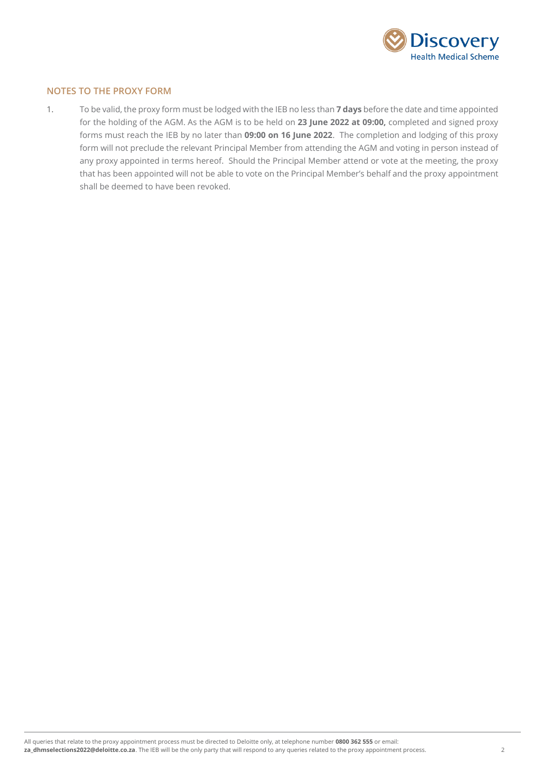## NOTES TO THE PROXY FORM

1. To be valid, the proxy form must be lodged with the IEB no less than **7 days** before the date and time appointed for the holding of the AGM. As the AGM is to be held on **23 June 2022 at 09:00,** completed and signed proxy forms must reach the IEB by no later than **09:00 on 16 June 2022**. The completion and lodging of this proxy form will not preclude the relevant Principal Member from attending the AGM and voting in person instead of any proxy appointed in terms hereof. Should the Principal Member attend or vote at the meeting, the proxy that has been appointed will not be able to vote on the Principal Member's behalf and the proxy appointment shall be deemed to have been revoked.

All queries that relate to the proxy appointment process must be directed to Deloitte only, at telephone number **0800 362 555** or email: **za_dhmselections2022@deloitte.co.za**. The IEB will be the only party that will respond to any queries related to the proxy appointment process.